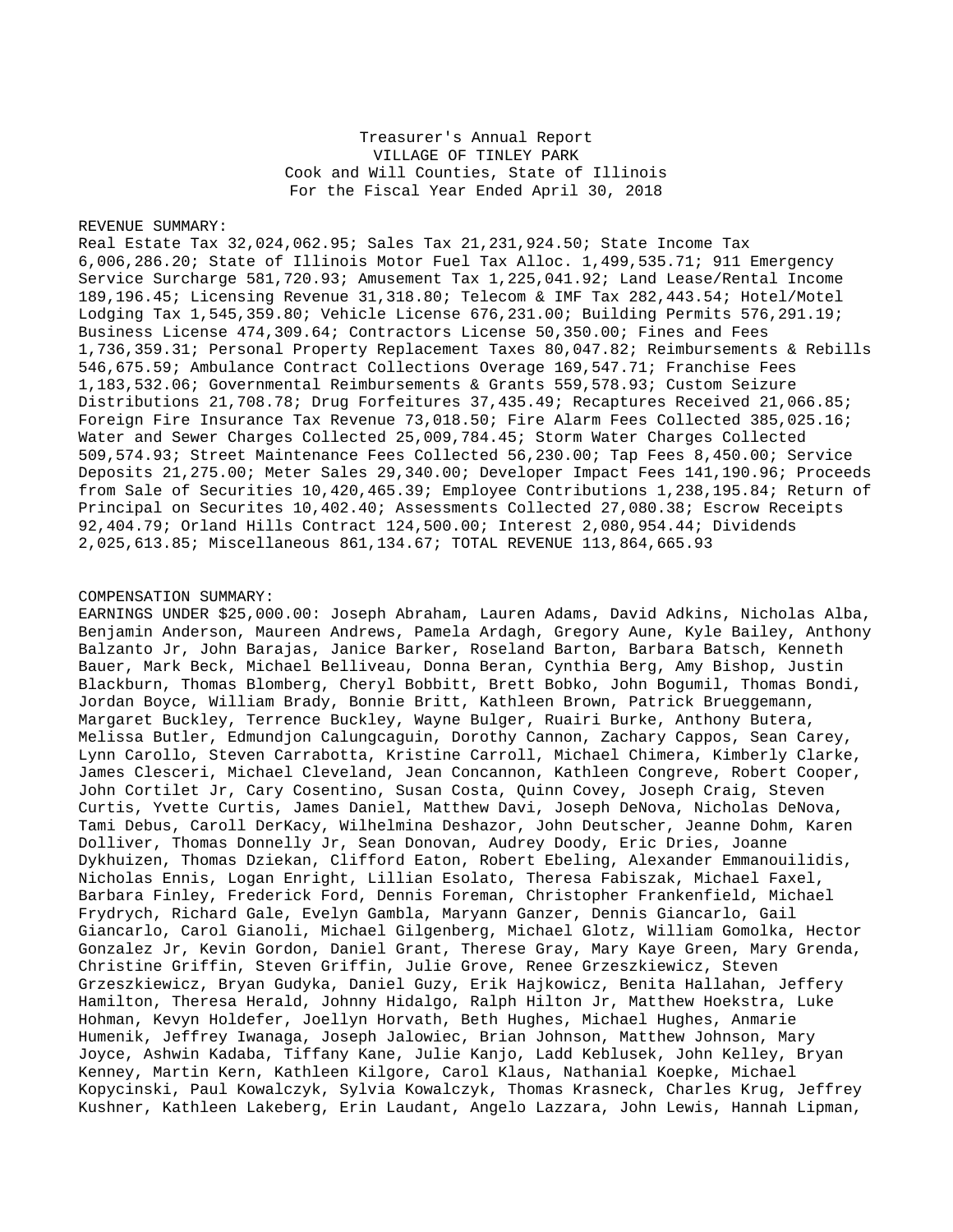Treasurer's Annual Report
VILLAGE OF TINLEY PARK
Cook and Will Counties, State of Illinois
For the Fiscal Year Ended April 30, 2018

REVENUE SUMMARY:
Real Estate Tax 32,024,062.95; Sales Tax 21,231,924.50; State Income Tax 6,006,286.20; State of Illinois Motor Fuel Tax Alloc. 1,499,535.71; 911 Emergency Service Surcharge 581,720.93; Amusement Tax 1,225,041.92; Land Lease/Rental Income 189,196.45; Licensing Revenue 31,318.80; Telecom & IMF Tax 282,443.54; Hotel/Motel Lodging Tax 1,545,359.80; Vehicle License 676,231.00; Building Permits 576,291.19; Business License 474,309.64; Contractors License 50,350.00; Fines and Fees 1,736,359.31; Personal Property Replacement Taxes 80,047.82; Reimbursements & Rebills 546,675.59; Ambulance Contract Collections Overage 169,547.71; Franchise Fees 1,183,532.06; Governmental Reimbursements & Grants 559,578.93; Custom Seizure Distributions 21,708.78; Drug Forfeitures 37,435.49; Recaptures Received 21,066.85; Foreign Fire Insurance Tax Revenue 73,018.50; Fire Alarm Fees Collected 385,025.16; Water and Sewer Charges Collected 25,009,784.45; Storm Water Charges Collected 509,574.93; Street Maintenance Fees Collected 56,230.00; Tap Fees 8,450.00; Service Deposits 21,275.00; Meter Sales 29,340.00; Developer Impact Fees 141,190.96; Proceeds from Sale of Securities 10,420,465.39; Employee Contributions 1,238,195.84; Return of Principal on Securites 10,402.40; Assessments Collected 27,080.38; Escrow Receipts 92,404.79; Orland Hills Contract 124,500.00; Interest 2,080,954.44; Dividends 2,025,613.85; Miscellaneous 861,134.67; TOTAL REVENUE 113,864,665.93

COMPENSATION SUMMARY:
EARNINGS UNDER $25,000.00: Joseph Abraham, Lauren Adams, David Adkins, Nicholas Alba, Benjamin Anderson, Maureen Andrews, Pamela Ardagh, Gregory Aune, Kyle Bailey, Anthony Balzanto Jr, John Barajas, Janice Barker, Roseland Barton, Barbara Batsch, Kenneth Bauer, Mark Beck, Michael Belliveau, Donna Beran, Cynthia Berg, Amy Bishop, Justin Blackburn, Thomas Blomberg, Cheryl Bobbitt, Brett Bobko, John Bogumil, Thomas Bondi, Jordan Boyce, William Brady, Bonnie Britt, Kathleen Brown, Patrick Brueggemann, Margaret Buckley, Terrence Buckley, Wayne Bulger, Ruairi Burke, Anthony Butera, Melissa Butler, Edmundjon Calungcaguin, Dorothy Cannon, Zachary Cappos, Sean Carey, Lynn Carollo, Steven Carrabotta, Kristine Carroll, Michael Chimera, Kimberly Clarke, James Clesceri, Michael Cleveland, Jean Concannon, Kathleen Congreve, Robert Cooper, John Cortilet Jr, Cary Cosentino, Susan Costa, Quinn Covey, Joseph Craig, Steven Curtis, Yvette Curtis, James Daniel, Matthew Davi, Joseph DeNova, Nicholas DeNova, Tami Debus, Caroll DerKacy, Wilhelmina Deshazor, John Deutscher, Jeanne Dohm, Karen Dolliver, Thomas Donnelly Jr, Sean Donovan, Audrey Doody, Eric Dries, Joanne Dykhuizen, Thomas Dziekan, Clifford Eaton, Robert Ebeling, Alexander Emmanouilidis, Nicholas Ennis, Logan Enright, Lillian Esolato, Theresa Fabiszak, Michael Faxel, Barbara Finley, Frederick Ford, Dennis Foreman, Christopher Frankenfield, Michael Frydrych, Richard Gale, Evelyn Gambla, Maryann Ganzer, Dennis Giancarlo, Gail Giancarlo, Carol Gianoli, Michael Gilgenberg, Michael Glotz, William Gomolka, Hector Gonzalez Jr, Kevin Gordon, Daniel Grant, Therese Gray, Mary Kaye Green, Mary Grenda, Christine Griffin, Steven Griffin, Julie Grove, Renee Grzeszkiewicz, Steven Grzeszkiewicz, Bryan Gudyka, Daniel Guzy, Erik Hajkowicz, Benita Hallahan, Jeffery Hamilton, Theresa Herald, Johnny Hidalgo, Ralph Hilton Jr, Matthew Hoekstra, Luke Hohman, Kevyn Holdefer, Joellyn Horvath, Beth Hughes, Michael Hughes, Anmarie Humenik, Jeffrey Iwanaga, Joseph Jalowiec, Brian Johnson, Matthew Johnson, Mary Joyce, Ashwin Kadaba, Tiffany Kane, Julie Kanjo, Ladd Keblusek, John Kelley, Bryan Kenney, Martin Kern, Kathleen Kilgore, Carol Klaus, Nathanial Koepke, Michael Kopycinski, Paul Kowalczyk, Sylvia Kowalczyk, Thomas Krasneck, Charles Krug, Jeffrey Kushner, Kathleen Lakeberg, Erin Laudant, Angelo Lazzara, John Lewis, Hannah Lipman,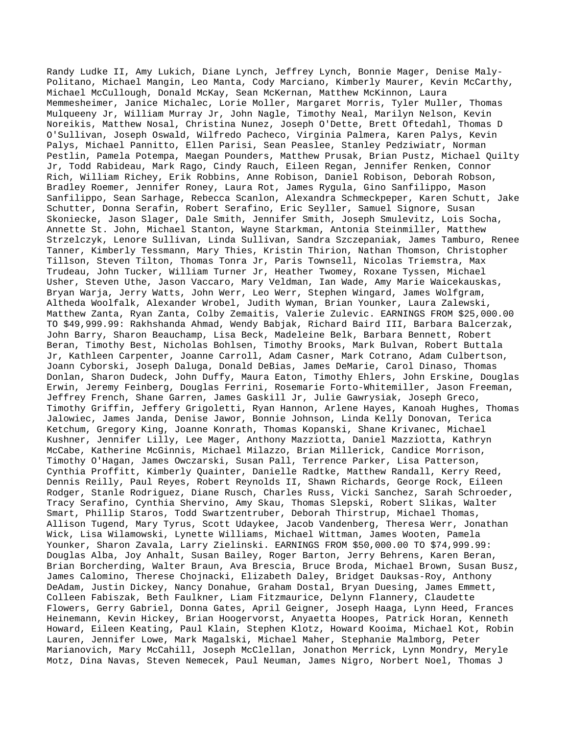Randy Ludke II, Amy Lukich, Diane Lynch, Jeffrey Lynch, Bonnie Mager, Denise Maly-Politano, Michael Mangin, Leo Manta, Cody Marciano, Kimberly Maurer, Kevin McCarthy, Michael McCullough, Donald McKay, Sean McKernan, Matthew McKinnon, Laura Memmesheimer, Janice Michalec, Lorie Moller, Margaret Morris, Tyler Muller, Thomas Mulqueeny Jr, William Murray Jr, John Nagle, Timothy Neal, Marilyn Nelson, Kevin Noreikis, Matthew Nosal, Christina Nunez, Joseph O'Dette, Brett Oftedahl, Thomas D O'Sullivan, Joseph Oswald, Wilfredo Pacheco, Virginia Palmera, Karen Palys, Kevin Palys, Michael Pannitto, Ellen Parisi, Sean Peaslee, Stanley Pedziwiatr, Norman Pestlin, Pamela Potempa, Maegan Pounders, Matthew Prusak, Brian Pustz, Michael Quilty Jr, Todd Rabideau, Mark Rago, Cindy Rauch, Eileen Regan, Jennifer Renken, Connor Rich, William Richey, Erik Robbins, Anne Robison, Daniel Robison, Deborah Robson, Bradley Roemer, Jennifer Roney, Laura Rot, James Rygula, Gino Sanfilippo, Mason Sanfilippo, Sean Sarhage, Rebecca Scanlon, Alexandra Schmeckpeper, Karen Schutt, Jake Schutter, Donna Serafin, Robert Serafino, Eric Seyller, Samuel Signore, Susan Skoniecke, Jason Slager, Dale Smith, Jennifer Smith, Joseph Smulevitz, Lois Socha, Annette St. John, Michael Stanton, Wayne Starkman, Antonia Steinmiller, Matthew Strzelczyk, Lenore Sullivan, Linda Sullivan, Sandra Szczepaniak, James Tamburo, Renee Tanner, Kimberly Tessmann, Mary Thies, Kristin Thirion, Nathan Thomson, Christopher Tillson, Steven Tilton, Thomas Tonra Jr, Paris Townsell, Nicolas Triemstra, Max Trudeau, John Tucker, William Turner Jr, Heather Twomey, Roxane Tyssen, Michael Usher, Steven Uthe, Jason Vaccaro, Mary Veldman, Ian Wade, Amy Marie Waicekauskas, Bryan Warja, Jerry Watts, John Werr, Leo Werr, Stephen Wingard, James Wolfgram, Altheda Woolfalk, Alexander Wrobel, Judith Wyman, Brian Younker, Laura Zalewski, Matthew Zanta, Ryan Zanta, Colby Zemaitis, Valerie Zulevic. EARNINGS FROM $25,000.00 TO $49,999.99: Rakhshanda Ahmad, Wendy Babjak, Richard Baird III, Barbara Balcerzak, John Barry, Sharon Beauchamp, Lisa Beck, Madeleine Belk, Barbara Bennett, Robert Beran, Timothy Best, Nicholas Bohlsen, Timothy Brooks, Mark Bulvan, Robert Buttala Jr, Kathleen Carpenter, Joanne Carroll, Adam Casner, Mark Cotrano, Adam Culbertson, Joann Cyborski, Joseph Daluga, Donald DeBias, James DeMarie, Carol Dinaso, Thomas Donlan, Sharon Dudeck, John Duffy, Maura Eaton, Timothy Ehlers, John Erskine, Douglas Erwin, Jeremy Feinberg, Douglas Ferrini, Rosemarie Forto-Whitemiller, Jason Freeman, Jeffrey French, Shane Garren, James Gaskill Jr, Julie Gawrysiak, Joseph Greco, Timothy Griffin, Jeffery Grigoletti, Ryan Hannon, Arlene Hayes, Kanoah Hughes, Thomas Jalowiec, James Janda, Denise Jawor, Bonnie Johnson, Linda Kelly Donovan, Terica Ketchum, Gregory King, Joanne Konrath, Thomas Kopanski, Shane Krivanec, Michael Kushner, Jennifer Lilly, Lee Mager, Anthony Mazziotta, Daniel Mazziotta, Kathryn McCabe, Katherine McGinnis, Michael Milazzo, Brian Millerick, Candice Morrison, Timothy O'Hagan, James Owczarski, Susan Pall, Terrence Parker, Lisa Patterson, Cynthia Proffitt, Kimberly Quainter, Danielle Radtke, Matthew Randall, Kerry Reed, Dennis Reilly, Paul Reyes, Robert Reynolds II, Shawn Richards, George Rock, Eileen Rodger, Stanle Rodriguez, Diane Rusch, Charles Russ, Vicki Sanchez, Sarah Schroeder, Tracy Serafino, Cynthia Shervino, Amy Skau, Thomas Slepski, Robert Slikas, Walter Smart, Phillip Staros, Todd Swartzentruber, Deborah Thirstrup, Michael Thomas, Allison Tugend, Mary Tyrus, Scott Udaykee, Jacob Vandenberg, Theresa Werr, Jonathan Wick, Lisa Wilamowski, Lynette Williams, Michael Wittman, James Wooten, Pamela Younker, Sharon Zavala, Larry Zielinski. EARNINGS FROM $50,000.00 TO $74,999.99: Douglas Alba, Joy Anhalt, Susan Bailey, Roger Barton, Jerry Behrens, Karen Beran, Brian Borcherding, Walter Braun, Ava Brescia, Bruce Broda, Michael Brown, Susan Busz, James Calomino, Therese Chojnacki, Elizabeth Daley, Bridget Dauksas-Roy, Anthony DeAdam, Justin Dickey, Nancy Donahue, Graham Dostal, Bryan Duesing, James Emmett, Colleen Fabiszak, Beth Faulkner, Liam Fitzmaurice, Delynn Flannery, Claudette Flowers, Gerry Gabriel, Donna Gates, April Geigner, Joseph Haaga, Lynn Heed, Frances Heinemann, Kevin Hickey, Brian Hoogervorst, Anyaetta Hoopes, Patrick Horan, Kenneth Howard, Eileen Keating, Paul Klain, Stephen Klotz, Howard Kooima, Michael Kot, Robin Lauren, Jennifer Lowe, Mark Magalski, Michael Maher, Stephanie Malmborg, Peter Marianovich, Mary McCahill, Joseph McClellan, Jonathon Merrick, Lynn Mondry, Meryle Motz, Dina Navas, Steven Nemecek, Paul Neuman, James Nigro, Norbert Noel, Thomas J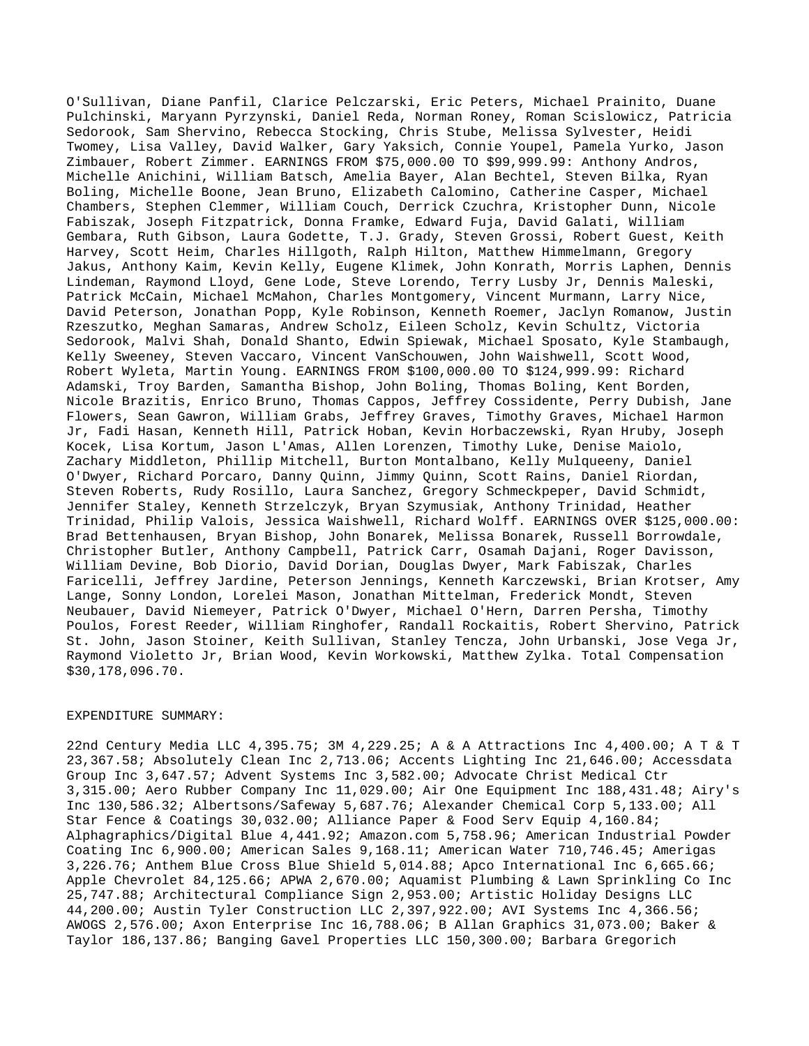O'Sullivan, Diane Panfil, Clarice Pelczarski, Eric Peters, Michael Prainito, Duane Pulchinski, Maryann Pyrzynski, Daniel Reda, Norman Roney, Roman Scislowicz, Patricia Sedorook, Sam Shervino, Rebecca Stocking, Chris Stube, Melissa Sylvester, Heidi Twomey, Lisa Valley, David Walker, Gary Yaksich, Connie Youpel, Pamela Yurko, Jason Zimbauer, Robert Zimmer. EARNINGS FROM $75,000.00 TO $99,999.99: Anthony Andros, Michelle Anichini, William Batsch, Amelia Bayer, Alan Bechtel, Steven Bilka, Ryan Boling, Michelle Boone, Jean Bruno, Elizabeth Calomino, Catherine Casper, Michael Chambers, Stephen Clemmer, William Couch, Derrick Czuchra, Kristopher Dunn, Nicole Fabiszak, Joseph Fitzpatrick, Donna Framke, Edward Fuja, David Galati, William Gembara, Ruth Gibson, Laura Godette, T.J. Grady, Steven Grossi, Robert Guest, Keith Harvey, Scott Heim, Charles Hillgoth, Ralph Hilton, Matthew Himmelmann, Gregory Jakus, Anthony Kaim, Kevin Kelly, Eugene Klimek, John Konrath, Morris Laphen, Dennis Lindeman, Raymond Lloyd, Gene Lode, Steve Lorendo, Terry Lusby Jr, Dennis Maleski, Patrick McCain, Michael McMahon, Charles Montgomery, Vincent Murmann, Larry Nice, David Peterson, Jonathan Popp, Kyle Robinson, Kenneth Roemer, Jaclyn Romanow, Justin Rzeszutko, Meghan Samaras, Andrew Scholz, Eileen Scholz, Kevin Schultz, Victoria Sedorook, Malvi Shah, Donald Shanto, Edwin Spiewak, Michael Sposato, Kyle Stambaugh, Kelly Sweeney, Steven Vaccaro, Vincent VanSchouwen, John Waishwell, Scott Wood, Robert Wyleta, Martin Young. EARNINGS FROM $100,000.00 TO $124,999.99: Richard Adamski, Troy Barden, Samantha Bishop, John Boling, Thomas Boling, Kent Borden, Nicole Brazitis, Enrico Bruno, Thomas Cappos, Jeffrey Cossidente, Perry Dubish, Jane Flowers, Sean Gawron, William Grabs, Jeffrey Graves, Timothy Graves, Michael Harmon Jr, Fadi Hasan, Kenneth Hill, Patrick Hoban, Kevin Horbaczewski, Ryan Hruby, Joseph Kocek, Lisa Kortum, Jason L'Amas, Allen Lorenzen, Timothy Luke, Denise Maiolo, Zachary Middleton, Phillip Mitchell, Burton Montalbano, Kelly Mulqueeny, Daniel O'Dwyer, Richard Porcaro, Danny Quinn, Jimmy Quinn, Scott Rains, Daniel Riordan, Steven Roberts, Rudy Rosillo, Laura Sanchez, Gregory Schmeckpeper, David Schmidt, Jennifer Staley, Kenneth Strzelczyk, Bryan Szymusiak, Anthony Trinidad, Heather Trinidad, Philip Valois, Jessica Waishwell, Richard Wolff. EARNINGS OVER $125,000.00: Brad Bettenhausen, Bryan Bishop, John Bonarek, Melissa Bonarek, Russell Borrowdale, Christopher Butler, Anthony Campbell, Patrick Carr, Osamah Dajani, Roger Davisson, William Devine, Bob Diorio, David Dorian, Douglas Dwyer, Mark Fabiszak, Charles Faricelli, Jeffrey Jardine, Peterson Jennings, Kenneth Karczewski, Brian Krotser, Amy Lange, Sonny London, Lorelei Mason, Jonathan Mittelman, Frederick Mondt, Steven Neubauer, David Niemeyer, Patrick O'Dwyer, Michael O'Hern, Darren Persha, Timothy Poulos, Forest Reeder, William Ringhofer, Randall Rockaitis, Robert Shervino, Patrick St. John, Jason Stoiner, Keith Sullivan, Stanley Tencza, John Urbanski, Jose Vega Jr, Raymond Violetto Jr, Brian Wood, Kevin Workowski, Matthew Zylka. Total Compensation $30,178,096.70.

EXPENDITURE SUMMARY:

22nd Century Media LLC 4,395.75; 3M 4,229.25; A & A Attractions Inc 4,400.00; A T & T 23,367.58; Absolutely Clean Inc 2,713.06; Accents Lighting Inc 21,646.00; Accessdata Group Inc 3,647.57; Advent Systems Inc 3,582.00; Advocate Christ Medical Ctr 3,315.00; Aero Rubber Company Inc 11,029.00; Air One Equipment Inc 188,431.48; Airy's Inc 130,586.32; Albertsons/Safeway 5,687.76; Alexander Chemical Corp 5,133.00; All Star Fence & Coatings 30,032.00; Alliance Paper & Food Serv Equip 4,160.84; Alphagraphics/Digital Blue 4,441.92; Amazon.com 5,758.96; American Industrial Powder Coating Inc 6,900.00; American Sales 9,168.11; American Water 710,746.45; Amerigas 3,226.76; Anthem Blue Cross Blue Shield 5,014.88; Apco International Inc 6,665.66; Apple Chevrolet 84,125.66; APWA 2,670.00; Aquamist Plumbing & Lawn Sprinkling Co Inc 25,747.88; Architectural Compliance Sign 2,953.00; Artistic Holiday Designs LLC 44,200.00; Austin Tyler Construction LLC 2,397,922.00; AVI Systems Inc 4,366.56; AWOGS 2,576.00; Axon Enterprise Inc 16,788.06; B Allan Graphics 31,073.00; Baker & Taylor 186,137.86; Banging Gavel Properties LLC 150,300.00; Barbara Gregorich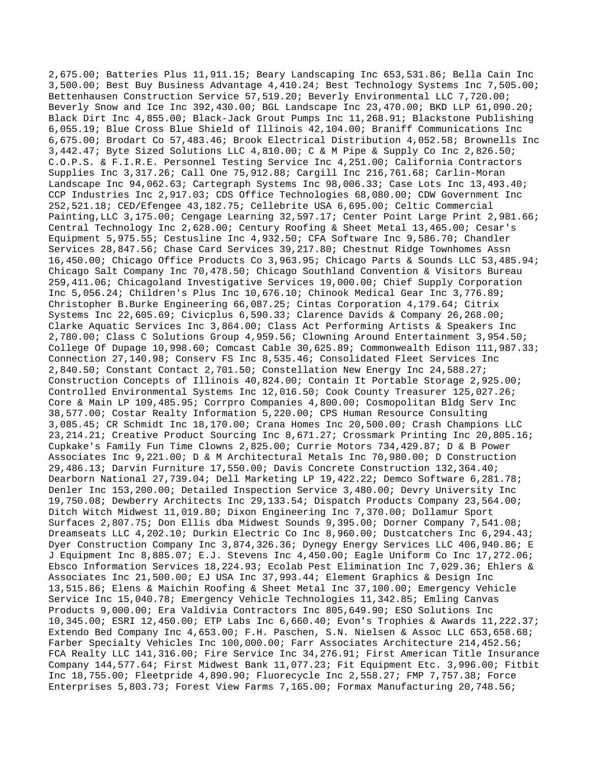2,675.00; Batteries Plus 11,911.15; Beary Landscaping Inc 653,531.86; Bella Cain Inc 3,500.00; Best Buy Business Advantage 4,410.24; Best Technology Systems Inc 7,505.00; Bettenhausen Construction Service 57,519.20; Beverly Environmental LLC 7,720.00; Beverly Snow and Ice Inc 392,430.00; BGL Landscape Inc 23,470.00; BKD LLP 61,090.20; Black Dirt Inc 4,855.00; Black-Jack Grout Pumps Inc 11,268.91; Blackstone Publishing 6,055.19; Blue Cross Blue Shield of Illinois 42,104.00; Braniff Communications Inc 6,675.00; Brodart Co 57,483.46; Brook Electrical Distribution 4,052.58; Brownells Inc 3,442.47; Byte Sized Solutions LLC 4,810.00; C & M Pipe & Supply Co Inc 2,826.50; C.O.P.S. & F.I.R.E. Personnel Testing Service Inc 4,251.00; California Contractors Supplies Inc 3,317.26; Call One 75,912.88; Cargill Inc 216,761.68; Carlin-Moran Landscape Inc 94,062.63; Cartegraph Systems Inc 98,006.33; Case Lots Inc 13,493.40; CCP Industries Inc 2,917.03; CDS Office Technologies 68,080.00; CDW Government Inc 252,521.18; CED/Efengee 43,182.75; Cellebrite USA 6,695.00; Celtic Commercial Painting,LLC 3,175.00; Cengage Learning 32,597.17; Center Point Large Print 2,981.66; Central Technology Inc 2,628.00; Century Roofing & Sheet Metal 13,465.00; Cesar's Equipment 5,975.55; Cestusline Inc 4,932.50; CFA Software Inc 9,586.70; Chandler Services 28,847.56; Chase Card Services 39,217.80; Chestnut Ridge Townhomes Assn 16,450.00; Chicago Office Products Co 3,963.95; Chicago Parts & Sounds LLC 53,485.94; Chicago Salt Company Inc 70,478.50; Chicago Southland Convention & Visitors Bureau 259,411.06; Chicagoland Investigative Services 19,000.00; Chief Supply Corporation Inc 5,056.24; Children's Plus Inc 10,676.10; Chinook Medical Gear Inc 3,776.89; Christopher B.Burke Engineering 66,087.25; Cintas Corporation 4,179.64; Citrix Systems Inc 22,605.69; Civicplus 6,590.33; Clarence Davids & Company 26,268.00; Clarke Aquatic Services Inc 3,864.00; Class Act Performing Artists & Speakers Inc 2,780.00; Class C Solutions Group 4,959.56; Clowning Around Entertainment 3,954.50; College Of Dupage 10,998.60; Comcast Cable 30,625.89; Commonwealth Edison 111,987.33; Connection 27,140.98; Conserv FS Inc 8,535.46; Consolidated Fleet Services Inc 2,840.50; Constant Contact 2,701.50; Constellation New Energy Inc 24,588.27; Construction Concepts of Illinois 40,824.00; Contain It Portable Storage 2,925.00; Controlled Environmental Systems Inc 12,016.50; Cook County Treasurer 125,027.26; Core & Main LP 109,485.95; Corrpro Companies 4,800.00; Cosmopolitan Bldg Serv Inc 38,577.00; Costar Realty Information 5,220.00; CPS Human Resource Consulting 3,085.45; CR Schmidt Inc 18,170.00; Crana Homes Inc 20,500.00; Crash Champions LLC 23,214.21; Creative Product Sourcing Inc 8,671.27; Crossmark Printing Inc 20,805.16; Cupkake's Family Fun Time Clowns 2,825.00; Currie Motors 734,429.87; D & B Power Associates Inc 9,221.00; D & M Architectural Metals Inc 70,980.00; D Construction 29,486.13; Darvin Furniture 17,550.00; Davis Concrete Construction 132,364.40; Dearborn National 27,739.04; Dell Marketing LP 19,422.22; Demco Software 6,281.78; Denler Inc 153,200.00; Detailed Inspection Service 3,480.00; Devry University Inc 19,750.08; Dewberry Architects Inc 29,133.54; Dispatch Products Company 23,564.00; Ditch Witch Midwest 11,019.80; Dixon Engineering Inc 7,370.00; Dollamur Sport Surfaces 2,807.75; Don Ellis dba Midwest Sounds 9,395.00; Dorner Company 7,541.08; Dreamseats LLC 4,202.10; Durkin Electric Co Inc 8,960.00; Dustcatchers Inc 6,294.43; Dyer Construction Company Inc 3,874,326.36; Dynegy Energy Services LLC 406,940.86; E J Equipment Inc 8,885.07; E.J. Stevens Inc 4,450.00; Eagle Uniform Co Inc 17,272.06; Ebsco Information Services 18,224.93; Ecolab Pest Elimination Inc 7,029.36; Ehlers & Associates Inc 21,500.00; EJ USA Inc 37,993.44; Element Graphics & Design Inc 13,515.86; Elens & Maichin Roofing & Sheet Metal Inc 37,100.00; Emergency Vehicle Service Inc 15,040.78; Emergency Vehicle Technologies 11,342.85; Emling Canvas Products 9,000.00; Era Valdivia Contractors Inc 805,649.90; ESO Solutions Inc 10,345.00; ESRI 12,450.00; ETP Labs Inc 6,660.40; Evon's Trophies & Awards 11,222.37; Extendo Bed Company Inc 4,653.00; F.H. Paschen, S.N. Nielsen & Assoc LLC 653,658.68; Farber Specialty Vehicles Inc 100,000.00; Farr Associates Architecture 214,452.56; FCA Realty LLC 141,316.00; Fire Service Inc 34,276.91; First American Title Insurance Company 144,577.64; First Midwest Bank 11,077.23; Fit Equipment Etc. 3,996.00; Fitbit Inc 18,755.00; Fleetpride 4,890.90; Fluorecycle Inc 2,558.27; FMP 7,757.38; Force Enterprises 5,803.73; Forest View Farms 7,165.00; Formax Manufacturing 20,748.56;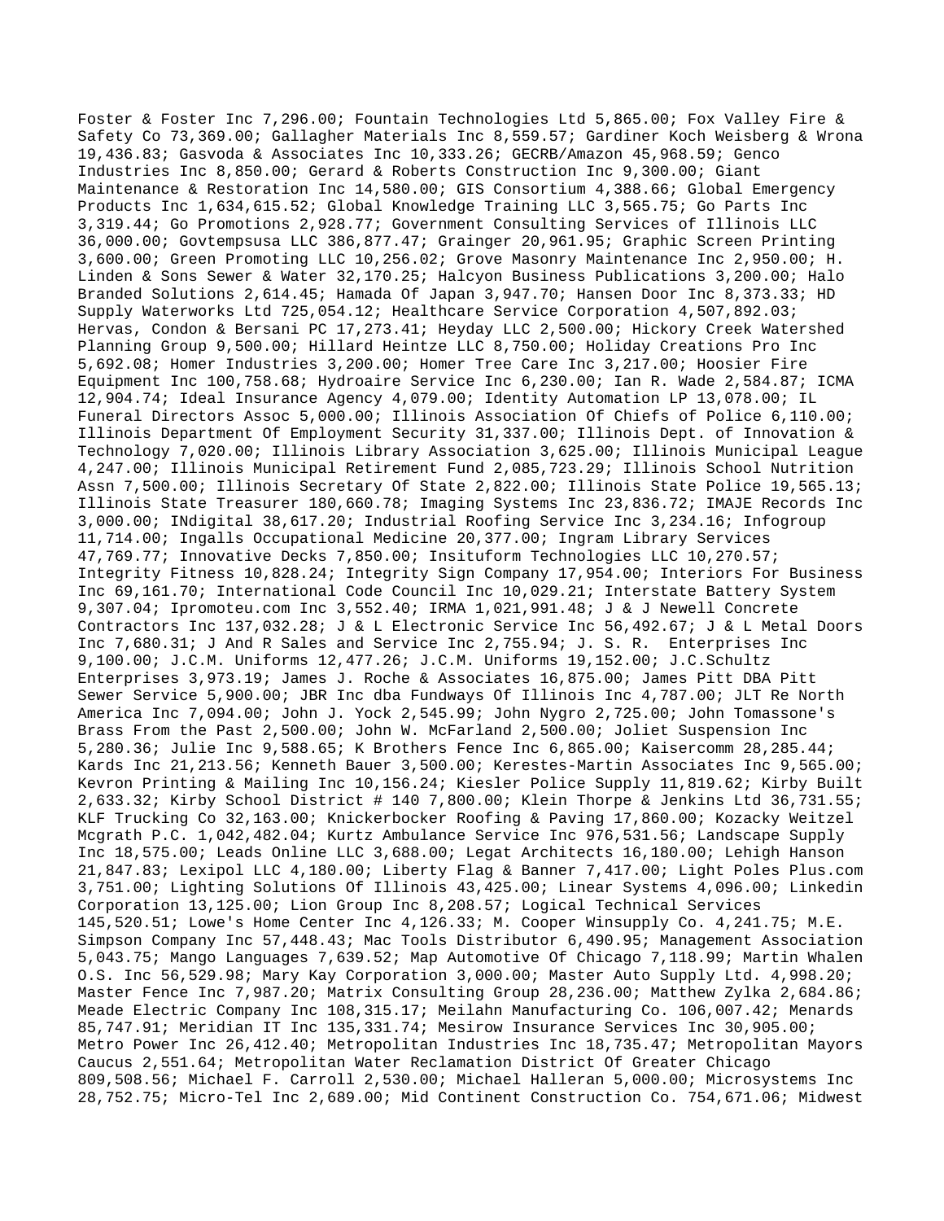Foster & Foster Inc 7,296.00; Fountain Technologies Ltd 5,865.00; Fox Valley Fire & Safety Co 73,369.00; Gallagher Materials Inc 8,559.57; Gardiner Koch Weisberg & Wrona 19,436.83; Gasvoda & Associates Inc 10,333.26; GECRB/Amazon 45,968.59; Genco Industries Inc 8,850.00; Gerard & Roberts Construction Inc 9,300.00; Giant Maintenance & Restoration Inc 14,580.00; GIS Consortium 4,388.66; Global Emergency Products Inc 1,634,615.52; Global Knowledge Training LLC 3,565.75; Go Parts Inc 3,319.44; Go Promotions 2,928.77; Government Consulting Services of Illinois LLC 36,000.00; Govtempsusa LLC 386,877.47; Grainger 20,961.95; Graphic Screen Printing 3,600.00; Green Promoting LLC 10,256.02; Grove Masonry Maintenance Inc 2,950.00; H. Linden & Sons Sewer & Water 32,170.25; Halcyon Business Publications 3,200.00; Halo Branded Solutions 2,614.45; Hamada Of Japan 3,947.70; Hansen Door Inc 8,373.33; HD Supply Waterworks Ltd 725,054.12; Healthcare Service Corporation 4,507,892.03; Hervas, Condon & Bersani PC 17,273.41; Heyday LLC 2,500.00; Hickory Creek Watershed Planning Group 9,500.00; Hillard Heintze LLC 8,750.00; Holiday Creations Pro Inc 5,692.08; Homer Industries 3,200.00; Homer Tree Care Inc 3,217.00; Hoosier Fire Equipment Inc 100,758.68; Hydroaire Service Inc 6,230.00; Ian R. Wade 2,584.87; ICMA 12,904.74; Ideal Insurance Agency 4,079.00; Identity Automation LP 13,078.00; IL Funeral Directors Assoc 5,000.00; Illinois Association Of Chiefs of Police 6,110.00; Illinois Department Of Employment Security 31,337.00; Illinois Dept. of Innovation & Technology 7,020.00; Illinois Library Association 3,625.00; Illinois Municipal League 4,247.00; Illinois Municipal Retirement Fund 2,085,723.29; Illinois School Nutrition Assn 7,500.00; Illinois Secretary Of State 2,822.00; Illinois State Police 19,565.13; Illinois State Treasurer 180,660.78; Imaging Systems Inc 23,836.72; IMAJE Records Inc 3,000.00; INdigital 38,617.20; Industrial Roofing Service Inc 3,234.16; Infogroup 11,714.00; Ingalls Occupational Medicine 20,377.00; Ingram Library Services 47,769.77; Innovative Decks 7,850.00; Insituform Technologies LLC 10,270.57; Integrity Fitness 10,828.24; Integrity Sign Company 17,954.00; Interiors For Business Inc 69,161.70; International Code Council Inc 10,029.21; Interstate Battery System 9,307.04; Ipromoteu.com Inc 3,552.40; IRMA 1,021,991.48; J & J Newell Concrete Contractors Inc 137,032.28; J & L Electronic Service Inc 56,492.67; J & L Metal Doors Inc 7,680.31; J And R Sales and Service Inc 2,755.94; J. S. R. Enterprises Inc 9,100.00; J.C.M. Uniforms 12,477.26; J.C.M. Uniforms 19,152.00; J.C.Schultz Enterprises 3,973.19; James J. Roche & Associates 16,875.00; James Pitt DBA Pitt Sewer Service 5,900.00; JBR Inc dba Fundways Of Illinois Inc 4,787.00; JLT Re North America Inc 7,094.00; John J. Yock 2,545.99; John Nygro 2,725.00; John Tomassone's Brass From the Past 2,500.00; John W. McFarland 2,500.00; Joliet Suspension Inc 5,280.36; Julie Inc 9,588.65; K Brothers Fence Inc 6,865.00; Kaisercomm 28,285.44; Kards Inc 21,213.56; Kenneth Bauer 3,500.00; Kerestes-Martin Associates Inc 9,565.00; Kevron Printing & Mailing Inc 10,156.24; Kiesler Police Supply 11,819.62; Kirby Built 2,633.32; Kirby School District # 140 7,800.00; Klein Thorpe & Jenkins Ltd 36,731.55; KLF Trucking Co 32,163.00; Knickerbocker Roofing & Paving 17,860.00; Kozacky Weitzel Mcgrath P.C. 1,042,482.04; Kurtz Ambulance Service Inc 976,531.56; Landscape Supply Inc 18,575.00; Leads Online LLC 3,688.00; Legat Architects 16,180.00; Lehigh Hanson 21,847.83; Lexipol LLC 4,180.00; Liberty Flag & Banner 7,417.00; Light Poles Plus.com 3,751.00; Lighting Solutions Of Illinois 43,425.00; Linear Systems 4,096.00; Linkedin Corporation 13,125.00; Lion Group Inc 8,208.57; Logical Technical Services 145,520.51; Lowe's Home Center Inc 4,126.33; M. Cooper Winsupply Co. 4,241.75; M.E. Simpson Company Inc 57,448.43; Mac Tools Distributor 6,490.95; Management Association 5,043.75; Mango Languages 7,639.52; Map Automotive Of Chicago 7,118.99; Martin Whalen O.S. Inc 56,529.98; Mary Kay Corporation 3,000.00; Master Auto Supply Ltd. 4,998.20; Master Fence Inc 7,987.20; Matrix Consulting Group 28,236.00; Matthew Zylka 2,684.86; Meade Electric Company Inc 108,315.17; Meilahn Manufacturing Co. 106,007.42; Menards 85,747.91; Meridian IT Inc 135,331.74; Mesirow Insurance Services Inc 30,905.00; Metro Power Inc 26,412.40; Metropolitan Industries Inc 18,735.47; Metropolitan Mayors Caucus 2,551.64; Metropolitan Water Reclamation District Of Greater Chicago 809,508.56; Michael F. Carroll 2,530.00; Michael Halleran 5,000.00; Microsystems Inc 28,752.75; Micro-Tel Inc 2,689.00; Mid Continent Construction Co. 754,671.06; Midwest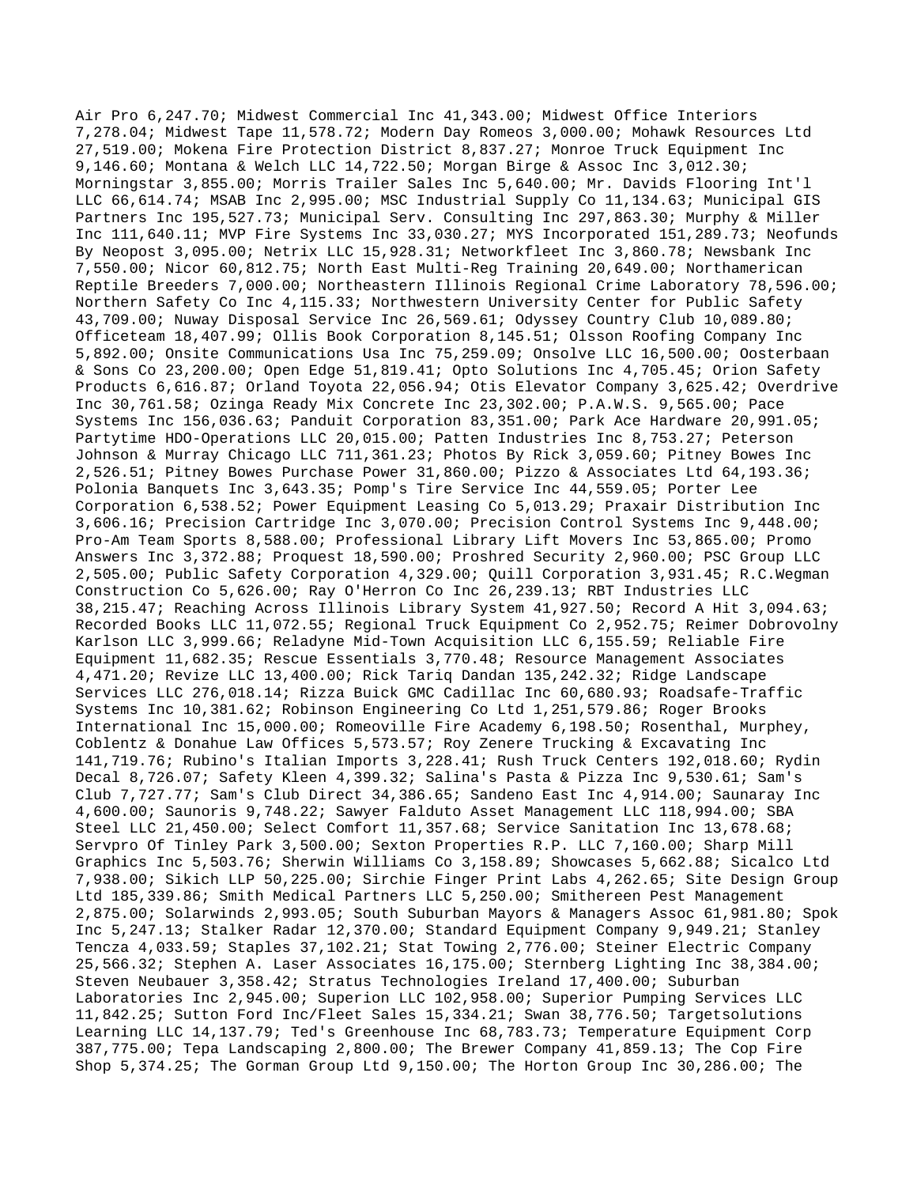Air Pro 6,247.70; Midwest Commercial Inc 41,343.00; Midwest Office Interiors 7,278.04; Midwest Tape 11,578.72; Modern Day Romeos 3,000.00; Mohawk Resources Ltd 27,519.00; Mokena Fire Protection District 8,837.27; Monroe Truck Equipment Inc 9,146.60; Montana & Welch LLC 14,722.50; Morgan Birge & Assoc Inc 3,012.30; Morningstar 3,855.00; Morris Trailer Sales Inc 5,640.00; Mr. Davids Flooring Int'l LLC 66,614.74; MSAB Inc 2,995.00; MSC Industrial Supply Co 11,134.63; Municipal GIS Partners Inc 195,527.73; Municipal Serv. Consulting Inc 297,863.30; Murphy & Miller Inc 111,640.11; MVP Fire Systems Inc 33,030.27; MYS Incorporated 151,289.73; Neofunds By Neopost 3,095.00; Netrix LLC 15,928.31; Networkfleet Inc 3,860.78; Newsbank Inc 7,550.00; Nicor 60,812.75; North East Multi-Reg Training 20,649.00; Northamerican Reptile Breeders 7,000.00; Northeastern Illinois Regional Crime Laboratory 78,596.00; Northern Safety Co Inc 4,115.33; Northwestern University Center for Public Safety 43,709.00; Nuway Disposal Service Inc 26,569.61; Odyssey Country Club 10,089.80; Officeteam 18,407.99; Ollis Book Corporation 8,145.51; Olsson Roofing Company Inc 5,892.00; Onsite Communications Usa Inc 75,259.09; Onsolve LLC 16,500.00; Oosterbaan & Sons Co 23,200.00; Open Edge 51,819.41; Opto Solutions Inc 4,705.45; Orion Safety Products 6,616.87; Orland Toyota 22,056.94; Otis Elevator Company 3,625.42; Overdrive Inc 30,761.58; Ozinga Ready Mix Concrete Inc 23,302.00; P.A.W.S. 9,565.00; Pace Systems Inc 156,036.63; Panduit Corporation 83,351.00; Park Ace Hardware 20,991.05; Partytime HDO-Operations LLC 20,015.00; Patten Industries Inc 8,753.27; Peterson Johnson & Murray Chicago LLC 711,361.23; Photos By Rick 3,059.60; Pitney Bowes Inc 2,526.51; Pitney Bowes Purchase Power 31,860.00; Pizzo & Associates Ltd 64,193.36; Polonia Banquets Inc 3,643.35; Pomp's Tire Service Inc 44,559.05; Porter Lee Corporation 6,538.52; Power Equipment Leasing Co 5,013.29; Praxair Distribution Inc 3,606.16; Precision Cartridge Inc 3,070.00; Precision Control Systems Inc 9,448.00; Pro-Am Team Sports 8,588.00; Professional Library Lift Movers Inc 53,865.00; Promo Answers Inc 3,372.88; Proquest 18,590.00; Proshred Security 2,960.00; PSC Group LLC 2,505.00; Public Safety Corporation 4,329.00; Quill Corporation 3,931.45; R.C.Wegman Construction Co 5,626.00; Ray O'Herron Co Inc 26,239.13; RBT Industries LLC 38,215.47; Reaching Across Illinois Library System 41,927.50; Record A Hit 3,094.63; Recorded Books LLC 11,072.55; Regional Truck Equipment Co 2,952.75; Reimer Dobrovolny Karlson LLC 3,999.66; Reladyne Mid-Town Acquisition LLC 6,155.59; Reliable Fire Equipment 11,682.35; Rescue Essentials 3,770.48; Resource Management Associates 4,471.20; Revize LLC 13,400.00; Rick Tariq Dandan 135,242.32; Ridge Landscape Services LLC 276,018.14; Rizza Buick GMC Cadillac Inc 60,680.93; Roadsafe-Traffic Systems Inc 10,381.62; Robinson Engineering Co Ltd 1,251,579.86; Roger Brooks International Inc 15,000.00; Romeoville Fire Academy 6,198.50; Rosenthal, Murphey, Coblentz & Donahue Law Offices 5,573.57; Roy Zenere Trucking & Excavating Inc 141,719.76; Rubino's Italian Imports 3,228.41; Rush Truck Centers 192,018.60; Rydin Decal 8,726.07; Safety Kleen 4,399.32; Salina's Pasta & Pizza Inc 9,530.61; Sam's Club 7,727.77; Sam's Club Direct 34,386.65; Sandeno East Inc 4,914.00; Saunaray Inc 4,600.00; Saunoris 9,748.22; Sawyer Falduto Asset Management LLC 118,994.00; SBA Steel LLC 21,450.00; Select Comfort 11,357.68; Service Sanitation Inc 13,678.68; Servpro Of Tinley Park 3,500.00; Sexton Properties R.P. LLC 7,160.00; Sharp Mill Graphics Inc 5,503.76; Sherwin Williams Co 3,158.89; Showcases 5,662.88; Sicalco Ltd 7,938.00; Sikich LLP 50,225.00; Sirchie Finger Print Labs 4,262.65; Site Design Group Ltd 185,339.86; Smith Medical Partners LLC 5,250.00; Smithereen Pest Management 2,875.00; Solarwinds 2,993.05; South Suburban Mayors & Managers Assoc 61,981.80; Spok Inc 5,247.13; Stalker Radar 12,370.00; Standard Equipment Company 9,949.21; Stanley Tencza 4,033.59; Staples 37,102.21; Stat Towing 2,776.00; Steiner Electric Company 25,566.32; Stephen A. Laser Associates 16,175.00; Sternberg Lighting Inc 38,384.00; Steven Neubauer 3,358.42; Stratus Technologies Ireland 17,400.00; Suburban Laboratories Inc 2,945.00; Superion LLC 102,958.00; Superior Pumping Services LLC 11,842.25; Sutton Ford Inc/Fleet Sales 15,334.21; Swan 38,776.50; Targetsolutions Learning LLC 14,137.79; Ted's Greenhouse Inc 68,783.73; Temperature Equipment Corp 387,775.00; Tepa Landscaping 2,800.00; The Brewer Company 41,859.13; The Cop Fire Shop 5,374.25; The Gorman Group Ltd 9,150.00; The Horton Group Inc 30,286.00; The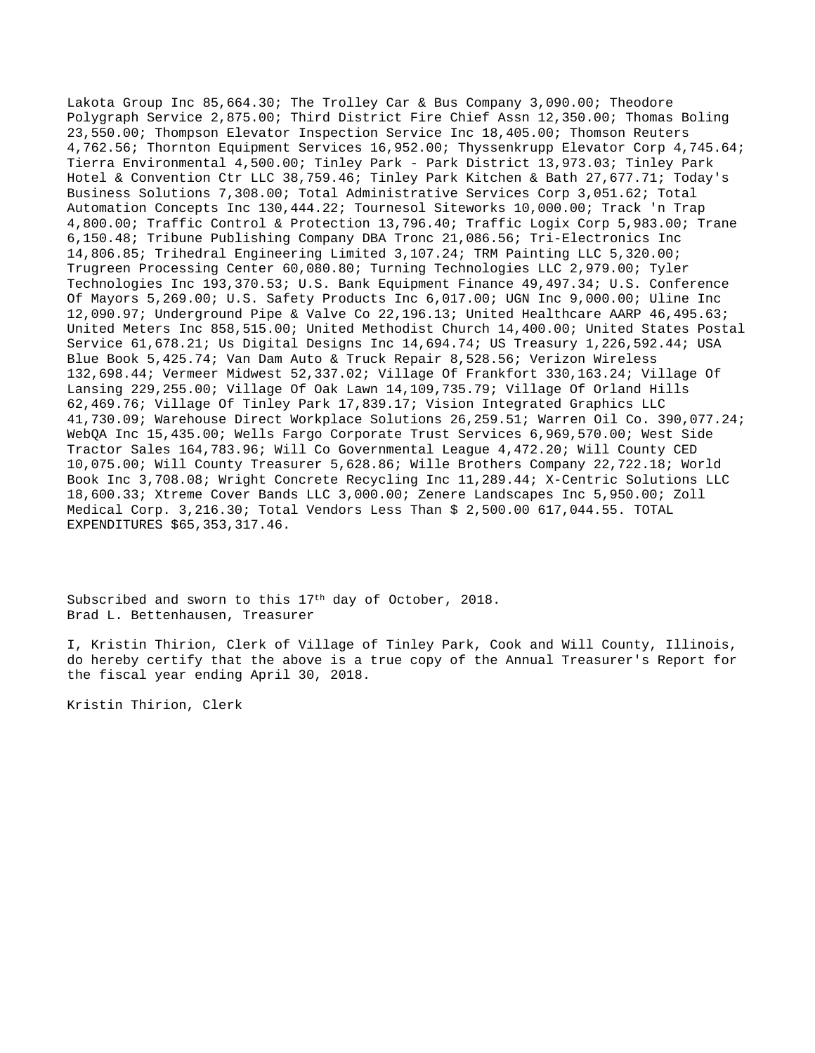Lakota Group Inc 85,664.30; The Trolley Car & Bus Company 3,090.00; Theodore Polygraph Service 2,875.00; Third District Fire Chief Assn 12,350.00; Thomas Boling 23,550.00; Thompson Elevator Inspection Service Inc 18,405.00; Thomson Reuters 4,762.56; Thornton Equipment Services 16,952.00; Thyssenkrupp Elevator Corp 4,745.64; Tierra Environmental 4,500.00; Tinley Park - Park District 13,973.03; Tinley Park Hotel & Convention Ctr LLC 38,759.46; Tinley Park Kitchen & Bath 27,677.71; Today's Business Solutions 7,308.00; Total Administrative Services Corp 3,051.62; Total Automation Concepts Inc 130,444.22; Tournesol Siteworks 10,000.00; Track 'n Trap 4,800.00; Traffic Control & Protection 13,796.40; Traffic Logix Corp 5,983.00; Trane 6,150.48; Tribune Publishing Company DBA Tronc 21,086.56; Tri-Electronics Inc 14,806.85; Trihedral Engineering Limited 3,107.24; TRM Painting LLC 5,320.00; Trugreen Processing Center 60,080.80; Turning Technologies LLC 2,979.00; Tyler Technologies Inc 193,370.53; U.S. Bank Equipment Finance 49,497.34; U.S. Conference Of Mayors 5,269.00; U.S. Safety Products Inc 6,017.00; UGN Inc 9,000.00; Uline Inc 12,090.97; Underground Pipe & Valve Co 22,196.13; United Healthcare AARP 46,495.63; United Meters Inc 858,515.00; United Methodist Church 14,400.00; United States Postal Service 61,678.21; Us Digital Designs Inc 14,694.74; US Treasury 1,226,592.44; USA Blue Book 5,425.74; Van Dam Auto & Truck Repair 8,528.56; Verizon Wireless 132,698.44; Vermeer Midwest 52,337.02; Village Of Frankfort 330,163.24; Village Of Lansing 229,255.00; Village Of Oak Lawn 14,109,735.79; Village Of Orland Hills 62,469.76; Village Of Tinley Park 17,839.17; Vision Integrated Graphics LLC 41,730.09; Warehouse Direct Workplace Solutions 26,259.51; Warren Oil Co. 390,077.24; WebQA Inc 15,435.00; Wells Fargo Corporate Trust Services 6,969,570.00; West Side Tractor Sales 164,783.96; Will Co Governmental League 4,472.20; Will County CED 10,075.00; Will County Treasurer 5,628.86; Wille Brothers Company 22,722.18; World Book Inc 3,708.08; Wright Concrete Recycling Inc 11,289.44; X-Centric Solutions LLC 18,600.33; Xtreme Cover Bands LLC 3,000.00; Zenere Landscapes Inc 5,950.00; Zoll Medical Corp. 3,216.30; Total Vendors Less Than $ 2,500.00 617,044.55. TOTAL EXPENDITURES $65,353,317.46.

Subscribed and sworn to this 17th day of October, 2018.
Brad L. Bettenhausen, Treasurer

I, Kristin Thirion, Clerk of Village of Tinley Park, Cook and Will County, Illinois, do hereby certify that the above is a true copy of the Annual Treasurer's Report for the fiscal year ending April 30, 2018.

Kristin Thirion, Clerk